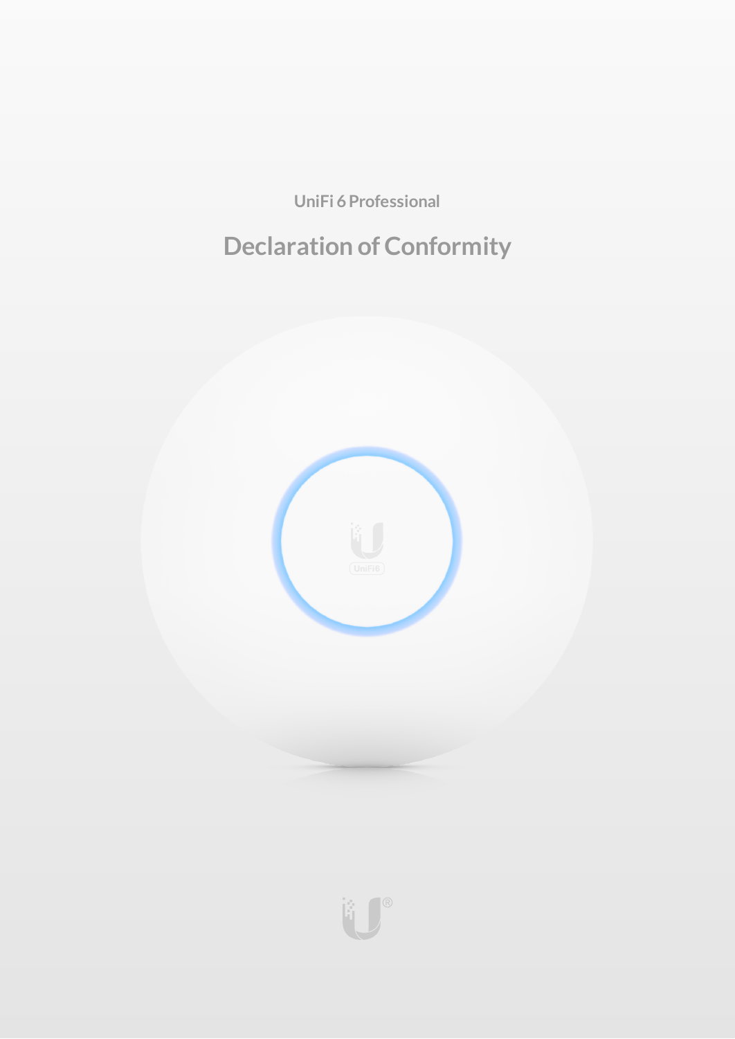UniFi 6 Professional

# Declaration of Conformity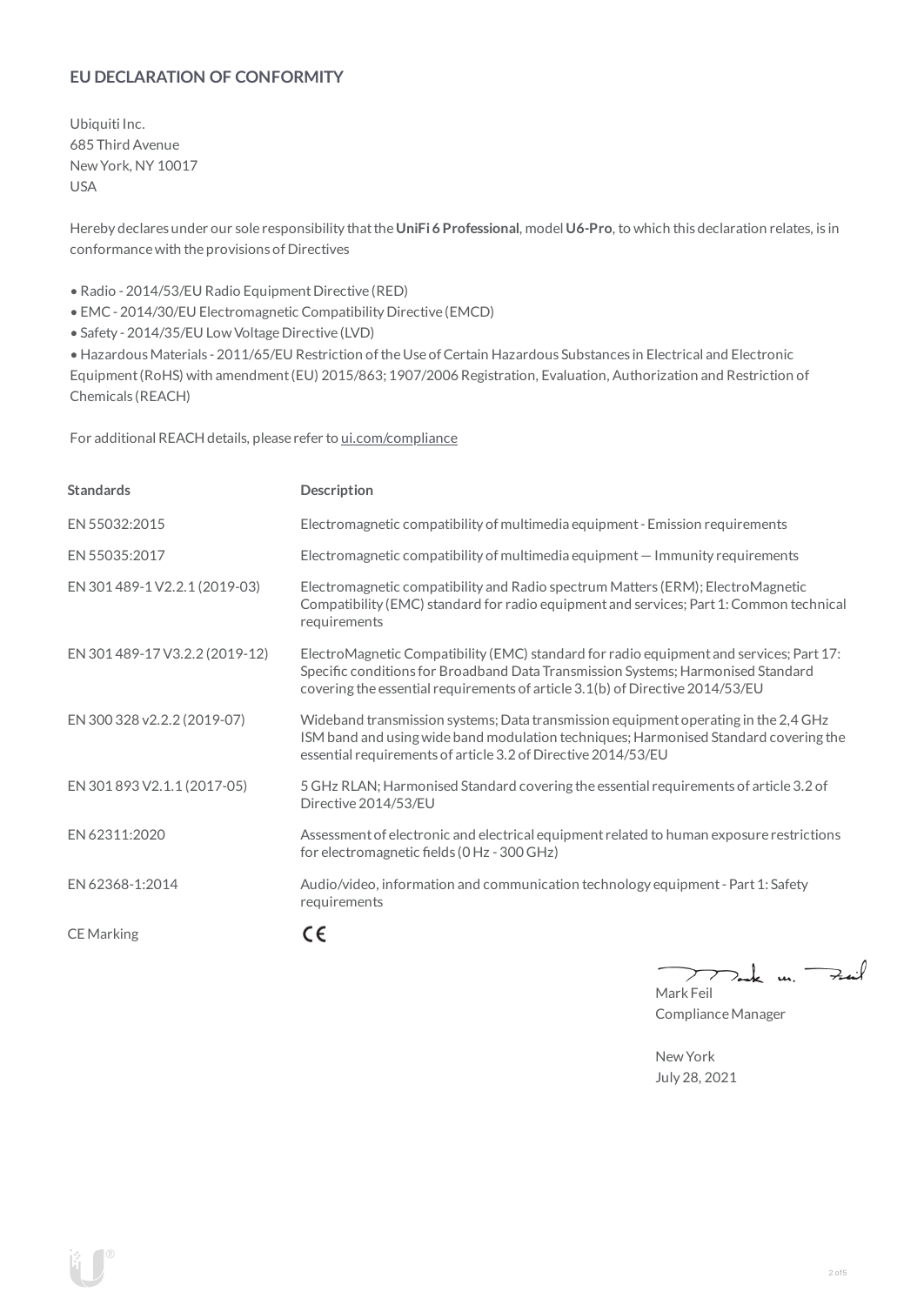## EU DECLARATION OF CONFORMITY

Ubiquiti Inc.
685 Third Avenue
New York, NY 10017
USA

Hereby declares under our sole responsibility that the **UniFi 6 Professional**, model **U6-Pro**, to which this declaration relates, is in conformance with the provisions of Directives

- Radio - 2014/53/EU Radio Equipment Directive (RED)
- EMC - 2014/30/EU Electromagnetic Compatibility Directive (EMCD)
- Safety - 2014/35/EU Low Voltage Directive (LVD)
- Hazardous Materials - 2011/65/EU Restriction of the Use of Certain Hazardous Substances in Electrical and Electronic Equipment (RoHS) with amendment (EU) 2015/863; 1907/2006 Registration, Evaluation, Authorization and Restriction of Chemicals (REACH)

For additional REACH details, please refer to ui.com/compliance

| Standards | Description |
|---|---|
| EN 55032:2015 | Electromagnetic compatibility of multimedia equipment - Emission requirements |
| EN 55035:2017 | Electromagnetic compatibility of multimedia equipment — Immunity requirements |
| EN 301 489-1 V2.2.1 (2019-03) | Electromagnetic compatibility and Radio spectrum Matters (ERM); ElectroMagnetic Compatibility (EMC) standard for radio equipment and services; Part 1: Common technical requirements |
| EN 301 489-17 V3.2.2 (2019-12) | ElectroMagnetic Compatibility (EMC) standard for radio equipment and services; Part 17: Specific conditions for Broadband Data Transmission Systems; Harmonised Standard covering the essential requirements of article 3.1(b) of Directive 2014/53/EU |
| EN 300 328 v2.2.2 (2019-07) | Wideband transmission systems; Data transmission equipment operating in the 2,4 GHz ISM band and using wide band modulation techniques; Harmonised Standard covering the essential requirements of article 3.2 of Directive 2014/53/EU |
| EN 301 893 V2.1.1 (2017-05) | 5 GHz RLAN; Harmonised Standard covering the essential requirements of article 3.2 of Directive 2014/53/EU |
| EN 62311:2020 | Assessment of electronic and electrical equipment related to human exposure restrictions for electromagnetic fields (0 Hz - 300 GHz) |
| EN 62368-1:2014 | Audio/video, information and communication technology equipment - Part 1: Safety requirements |
| CE Marking | CE |

Mark Feil
Compliance Manager

New York
July 28, 2021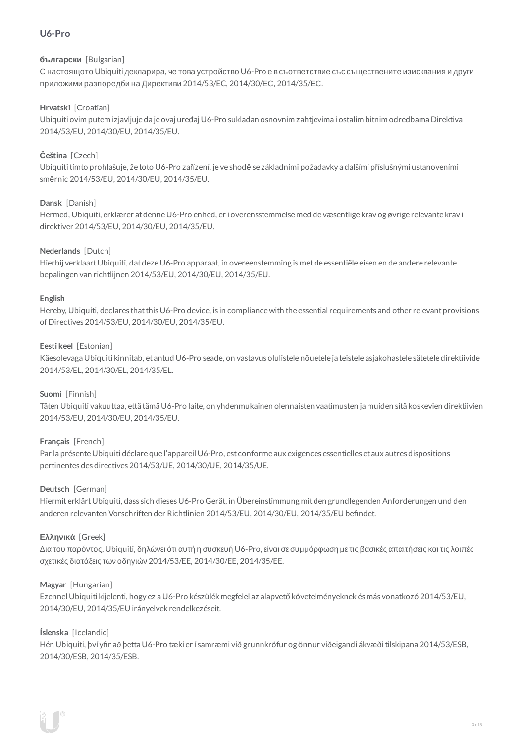**U6-Pro**

**български** [Bulgarian]
С настоящото Ubiquiti декларира, че това устройство U6-Pro е в съответствие със съществените изисквания и други приложими разпоредби на Директиви 2014/53/ЕС, 2014/30/ЕС, 2014/35/ЕС.

**Hrvatski** [Croatian]
Ubiquiti ovim putem izjavljuje da je ovaj uređaj U6-Pro sukladan osnovnim zahtjevima i ostalim bitnim odredbama Direktiva 2014/53/EU, 2014/30/EU, 2014/35/EU.

**Čeština** [Czech]
Ubiquiti tímto prohlašuje, že toto U6-Pro zařízení, je ve shodě se základními požadavky a dalšími příslušnými ustanoveními směrnic 2014/53/EU, 2014/30/EU, 2014/35/EU.

**Dansk** [Danish]
Hermed, Ubiquiti, erklærer at denne U6-Pro enhed, er i overensstemmelse med de væsentlige krav og øvrige relevante krav i direktiver 2014/53/EU, 2014/30/EU, 2014/35/EU.

**Nederlands** [Dutch]
Hierbij verklaart Ubiquiti, dat deze U6-Pro apparaat, in overeenstemming is met de essentiële eisen en de andere relevante bepalingen van richtlijnen 2014/53/EU, 2014/30/EU, 2014/35/EU.

**English**
Hereby, Ubiquiti, declares that this U6-Pro device, is in compliance with the essential requirements and other relevant provisions of Directives 2014/53/EU, 2014/30/EU, 2014/35/EU.

**Eesti keel** [Estonian]
Käesolevaga Ubiquiti kinnitab, et antud U6-Pro seade, on vastavus olulistele nõuetele ja teistele asjakohastele sätetele direktiivide 2014/53/EL, 2014/30/EL, 2014/35/EL.

**Suomi** [Finnish]
Täten Ubiquiti vakuuttaa, että tämä U6-Pro laite, on yhdenmukainen olennaisten vaatimusten ja muiden sitä koskevien direktiivien 2014/53/EU, 2014/30/EU, 2014/35/EU.

**Français** [French]
Par la présente Ubiquiti déclare que l'appareil U6-Pro, est conforme aux exigences essentielles et aux autres dispositions pertinentes des directives 2014/53/UE, 2014/30/UE, 2014/35/UE.

**Deutsch** [German]
Hiermit erklärt Ubiquiti, dass sich dieses U6-Pro Gerät, in Übereinstimmung mit den grundlegenden Anforderungen und den anderen relevanten Vorschriften der Richtlinien 2014/53/EU, 2014/30/EU, 2014/35/EU befindet.

**Ελληνικά** [Greek]
Δια του παρόντος, Ubiquiti, δηλώνει ότι αυτή η συσκευή U6-Pro, είναι σε συμμόρφωση με τις βασικές απαιτήσεις και τις λοιπές σχετικές διατάξεις των οδηγιών 2014/53/EE, 2014/30/EE, 2014/35/EE.

**Magyar** [Hungarian]
Ezennel Ubiquiti kijelenti, hogy ez a U6-Pro készülék megfelel az alapvető követelményeknek és más vonatkozó 2014/53/EU, 2014/30/EU, 2014/35/EU irányelvek rendelkezéseit.

**Íslenska** [Icelandic]
Hér, Ubiquiti, því yfir að þetta U6-Pro tæki er í samræmi við grunnkröfur og önnur viðeigandi ákvæði tilskipana 2014/53/ESB, 2014/30/ESB, 2014/35/ESB.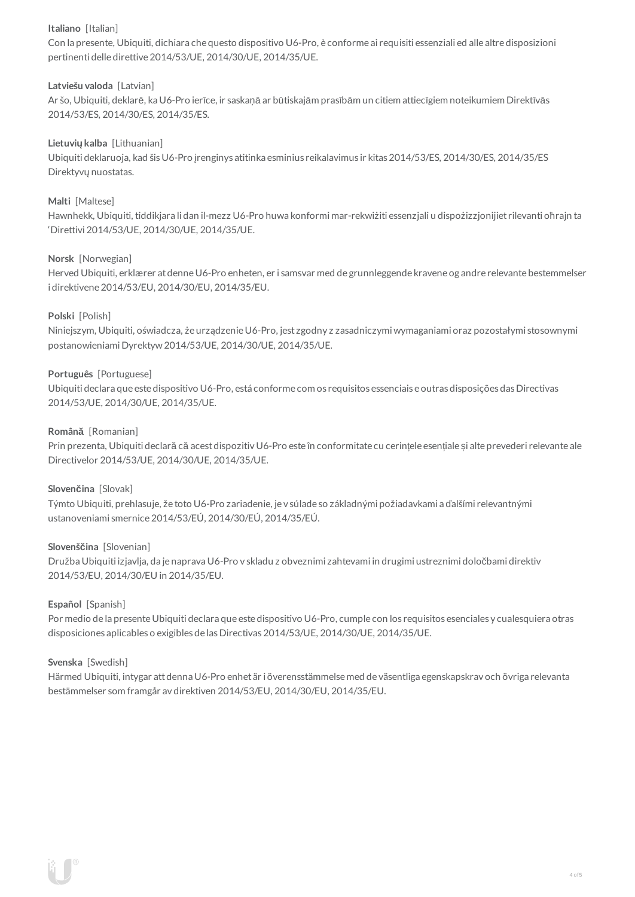**Italiano** [Italian]
Con la presente, Ubiquiti, dichiara che questo dispositivo U6-Pro, è conforme ai requisiti essenziali ed alle altre disposizioni pertinenti delle direttive 2014/53/UE, 2014/30/UE, 2014/35/UE.

**Latviešu valoda** [Latvian]
Ar šo, Ubiquiti, deklarē, ka U6-Pro ierīce, ir saskaņā ar būtiskajām prasībām un citiem attiecīgiem noteikumiem Direktīvās 2014/53/ES, 2014/30/ES, 2014/35/ES.

**Lietuvių kalba** [Lithuanian]
Ubiquiti deklaruoja, kad šis U6-Pro įrenginys atitinka esminius reikalavimus ir kitas 2014/53/ES, 2014/30/ES, 2014/35/ES Direktyvų nuostatas.

**Malti** [Maltese]
Hawnhekk, Ubiquiti, tiddikjara li dan il-mezz U6-Pro huwa konformi mar-rekwiżiti essenzjali u dispożizzjonijiet rilevanti oħrajn ta 'Direttivi 2014/53/UE, 2014/30/UE, 2014/35/UE.

**Norsk** [Norwegian]
Herved Ubiquiti, erklærer at denne U6-Pro enheten, er i samsvar med de grunnleggende kravene og andre relevante bestemmelser i direktivene 2014/53/EU, 2014/30/EU, 2014/35/EU.

**Polski** [Polish]
Niniejszym, Ubiquiti, oświadcza, że urządzenie U6-Pro, jest zgodny z zasadniczymi wymaganiami oraz pozostałymi stosownymi postanowieniami Dyrektyw 2014/53/UE, 2014/30/UE, 2014/35/UE.

**Português** [Portuguese]
Ubiquiti declara que este dispositivo U6-Pro, está conforme com os requisitos essenciais e outras disposições das Directivas 2014/53/UE, 2014/30/UE, 2014/35/UE.

**Română** [Romanian]
Prin prezenta, Ubiquiti declară că acest dispozitiv U6-Pro este în conformitate cu cerințele esențiale și alte prevederi relevante ale Directivelor 2014/53/UE, 2014/30/UE, 2014/35/UE.

**Slovenčina** [Slovak]
Týmto Ubiquiti, prehlasuje, že toto U6-Pro zariadenie, je v súlade so základnými požiadavkami a ďalšími relevantnými ustanoveniami smernice 2014/53/EÚ, 2014/30/EÚ, 2014/35/EÚ.

**Slovenščina** [Slovenian]
Družba Ubiquiti izjavlja, da je naprava U6-Pro v skladu z obveznimi zahtevami in drugimi ustreznimi določbami direktiv 2014/53/EU, 2014/30/EU in 2014/35/EU.

**Español** [Spanish]
Por medio de la presente Ubiquiti declara que este dispositivo U6-Pro, cumple con los requisitos esenciales y cualesquiera otras disposiciones aplicables o exigibles de las Directivas 2014/53/UE, 2014/30/UE, 2014/35/UE.

**Svenska** [Swedish]
Härmed Ubiquiti, intygar att denna U6-Pro enhet är i överensstämmelse med de väsentliga egenskapskrav och övriga relevanta bestämmelser som framgår av direktiven 2014/53/EU, 2014/30/EU, 2014/35/EU.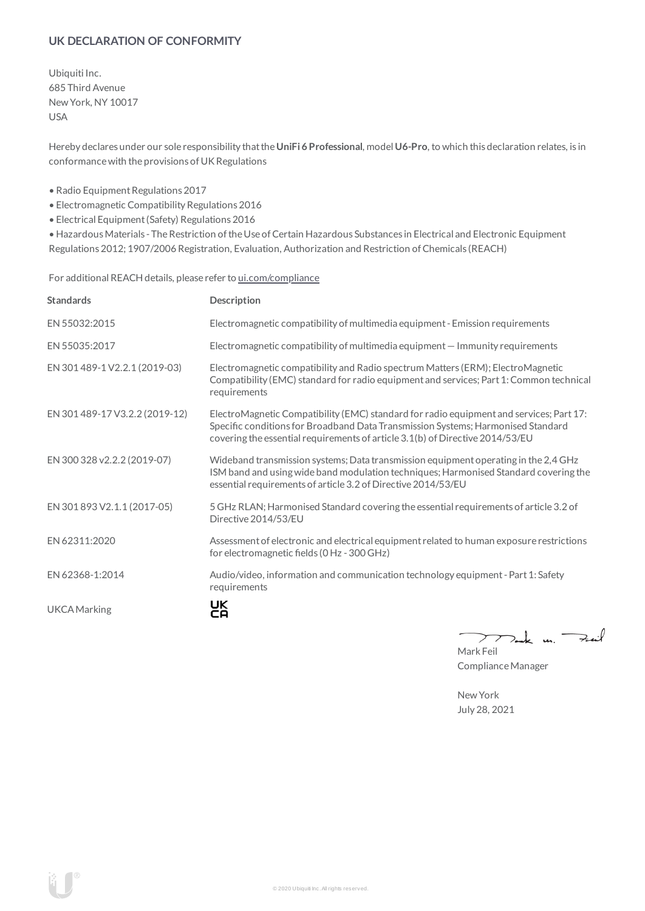## UK DECLARATION OF CONFORMITY

Ubiquiti Inc.
685 Third Avenue
New York, NY 10017
USA

Hereby declares under our sole responsibility that the **UniFi 6 Professional**, model **U6-Pro**, to which this declaration relates, is in conformance with the provisions of UK Regulations

- Radio Equipment Regulations 2017
- Electromagnetic Compatibility Regulations 2016
- Electrical Equipment (Safety) Regulations 2016
- Hazardous Materials - The Restriction of the Use of Certain Hazardous Substances in Electrical and Electronic Equipment Regulations 2012; 1907/2006 Registration, Evaluation, Authorization and Restriction of Chemicals (REACH)

For additional REACH details, please refer to ui.com/compliance

| Standards | Description |
|---|---|
| EN 55032:2015 | Electromagnetic compatibility of multimedia equipment - Emission requirements |
| EN 55035:2017 | Electromagnetic compatibility of multimedia equipment — Immunity requirements |
| EN 301 489-1 V2.2.1 (2019-03) | Electromagnetic compatibility and Radio spectrum Matters (ERM); ElectroMagnetic Compatibility (EMC) standard for radio equipment and services; Part 1: Common technical requirements |
| EN 301 489-17 V3.2.2 (2019-12) | ElectroMagnetic Compatibility (EMC) standard for radio equipment and services; Part 17: Specific conditions for Broadband Data Transmission Systems; Harmonised Standard covering the essential requirements of article 3.1(b) of Directive 2014/53/EU |
| EN 300 328 v2.2.2 (2019-07) | Wideband transmission systems; Data transmission equipment operating in the 2,4 GHz ISM band and using wide band modulation techniques; Harmonised Standard covering the essential requirements of article 3.2 of Directive 2014/53/EU |
| EN 301 893 V2.1.1 (2017-05) | 5 GHz RLAN; Harmonised Standard covering the essential requirements of article 3.2 of Directive 2014/53/EU |
| EN 62311:2020 | Assessment of electronic and electrical equipment related to human exposure restrictions for electromagnetic fields (0 Hz - 300 GHz) |
| EN 62368-1:2014 | Audio/video, information and communication technology equipment - Part 1: Safety requirements |
| UKCA Marking | UK CA |

Mark Feil
Compliance Manager

New York
July 28, 2021